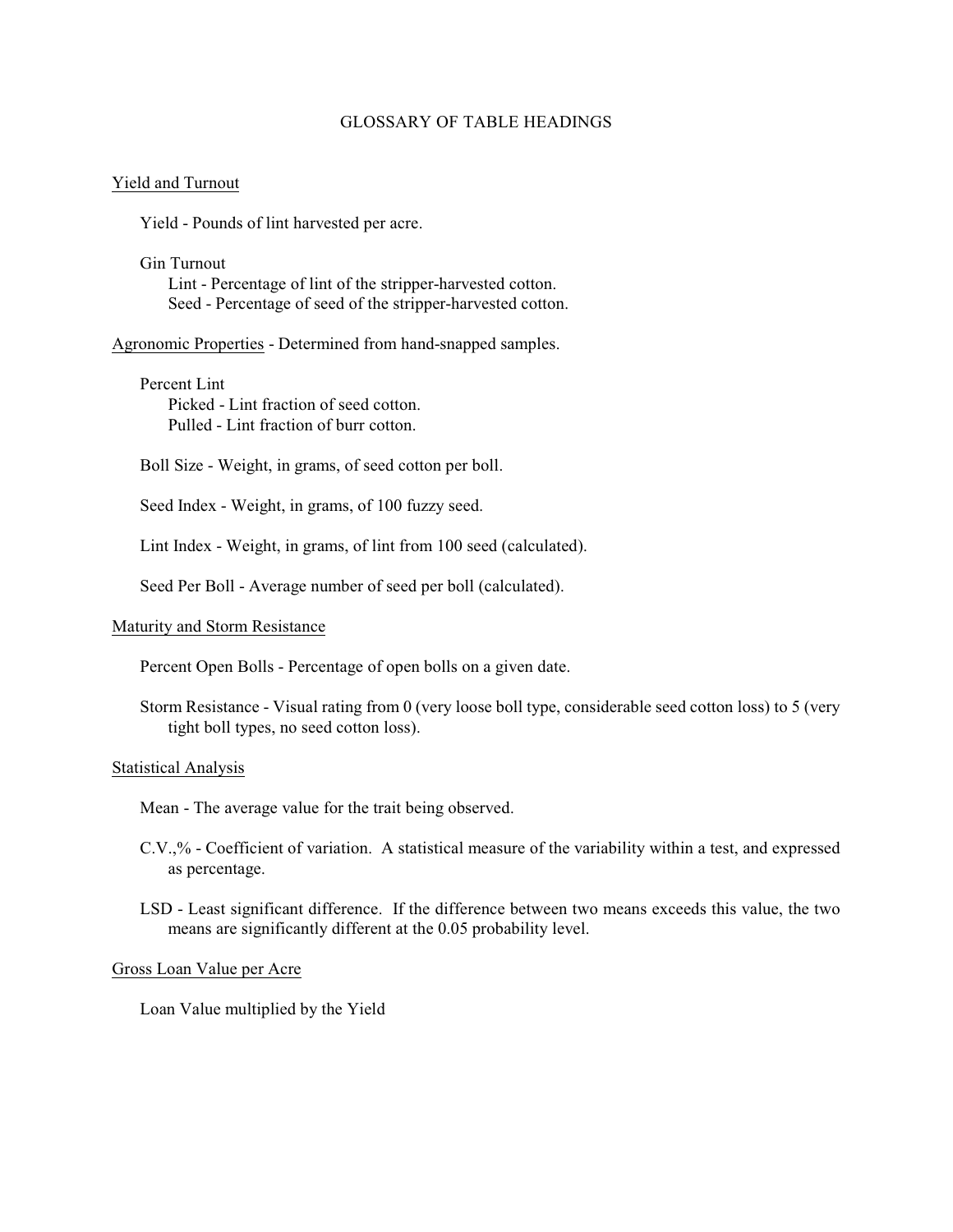# GLOSSARY OF TABLE HEADINGS

## Yield and Turnout

Yield - Pounds of lint harvested per acre.

Gin Turnout
- Lint - Percentage of lint of the stripper-harvested cotton.
- Seed - Percentage of seed of the stripper-harvested cotton.

## Agronomic Properties - Determined from hand-snapped samples.

Percent Lint
- Picked - Lint fraction of seed cotton.
- Pulled - Lint fraction of burr cotton.

Boll Size - Weight, in grams, of seed cotton per boll.

Seed Index - Weight, in grams, of 100 fuzzy seed.

Lint Index - Weight, in grams, of lint from 100 seed (calculated).

Seed Per Boll - Average number of seed per boll (calculated).

## Maturity and Storm Resistance

Percent Open Bolls - Percentage of open bolls on a given date.

Storm Resistance - Visual rating from 0 (very loose boll type, considerable seed cotton loss) to 5 (very tight boll types, no seed cotton loss).

## Statistical Analysis

Mean - The average value for the trait being observed.

C.V.,% - Coefficient of variation. A statistical measure of the variability within a test, and expressed as percentage.

LSD - Least significant difference. If the difference between two means exceeds this value, the two means are significantly different at the 0.05 probability level.

## Gross Loan Value per Acre

Loan Value multiplied by the Yield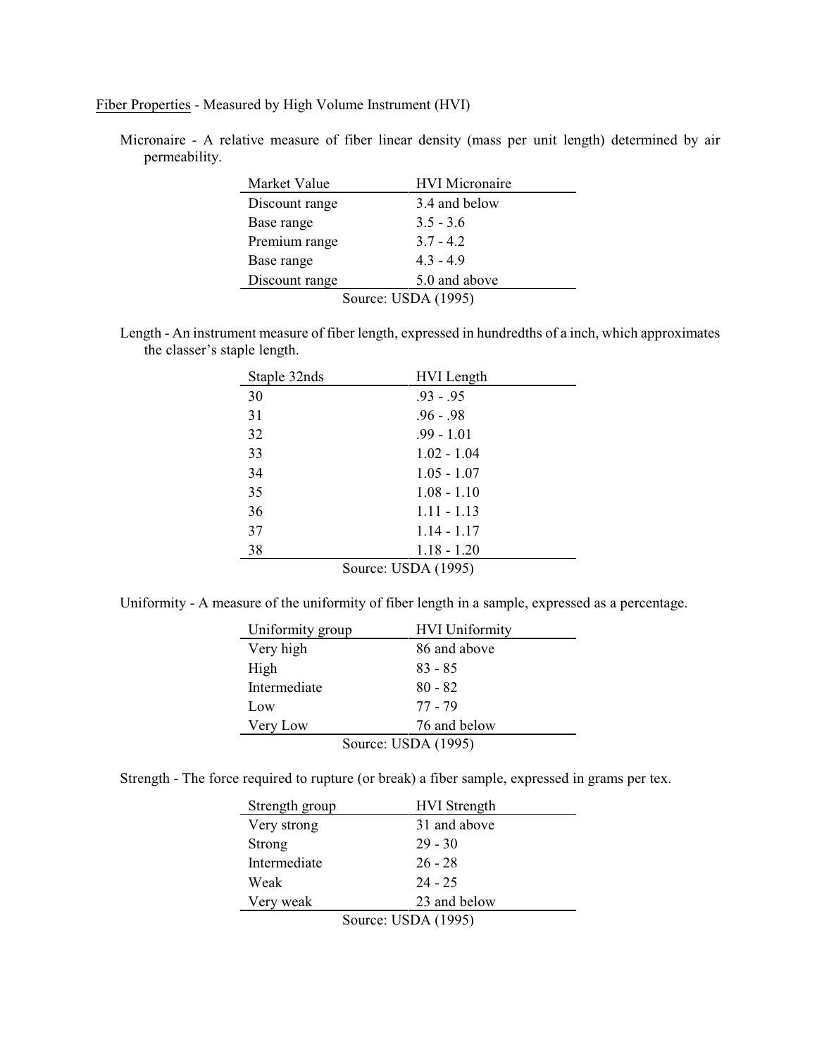<u>Fiber Properties</u> - Measured by High Volume Instrument (HVI)

Micronaire - A relative measure of fiber linear density (mass per unit length) determined by air permeability.

| Market Value | HVI Micronaire |
|---|---|
| Discount range | 3.4 and below |
| Base range | 3.5 - 3.6 |
| Premium range | 3.7 - 4.2 |
| Base range | 4.3 - 4.9 |
| Discount range | 5.0 and above |

Source: USDA (1995)

Length - An instrument measure of fiber length, expressed in hundredths of a inch, which approximates the classer's staple length.

| Staple 32nds | HVI Length |
|---|---|
| 30 | .93 - .95 |
| 31 | .96 - .98 |
| 32 | .99 - 1.01 |
| 33 | 1.02 - 1.04 |
| 34 | 1.05 - 1.07 |
| 35 | 1.08 - 1.10 |
| 36 | 1.11 - 1.13 |
| 37 | 1.14 - 1.17 |
| 38 | 1.18 - 1.20 |

Source: USDA (1995)

Uniformity - A measure of the uniformity of fiber length in a sample, expressed as a percentage.

| Uniformity group | HVI Uniformity |
|---|---|
| Very high | 86 and above |
| High | 83 - 85 |
| Intermediate | 80 - 82 |
| Low | 77 - 79 |
| Very Low | 76 and below |

Source: USDA (1995)

Strength - The force required to rupture (or break) a fiber sample, expressed in grams per tex.

| Strength group | HVI Strength |
|---|---|
| Very strong | 31 and above |
| Strong | 29 - 30 |
| Intermediate | 26 - 28 |
| Weak | 24 - 25 |
| Very weak | 23 and below |

Source: USDA (1995)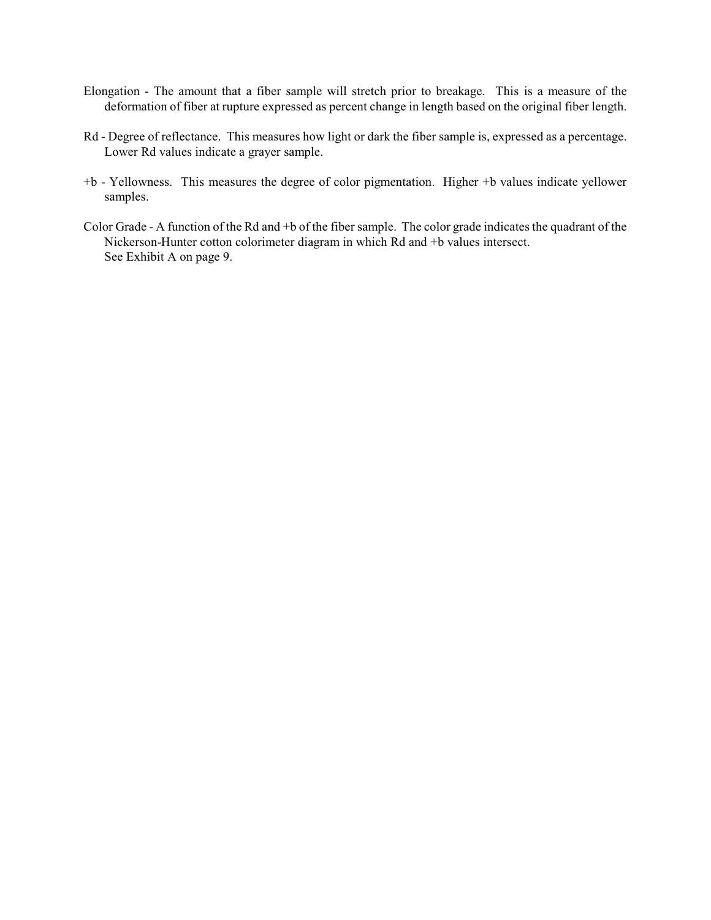Elongation - The amount that a fiber sample will stretch prior to breakage. This is a measure of the deformation of fiber at rupture expressed as percent change in length based on the original fiber length.

Rd - Degree of reflectance. This measures how light or dark the fiber sample is, expressed as a percentage. Lower Rd values indicate a grayer sample.

+b - Yellowness. This measures the degree of color pigmentation. Higher +b values indicate yellower samples.

Color Grade - A function of the Rd and +b of the fiber sample. The color grade indicates the quadrant of the Nickerson-Hunter cotton colorimeter diagram in which Rd and +b values intersect.
See Exhibit A on page 9.